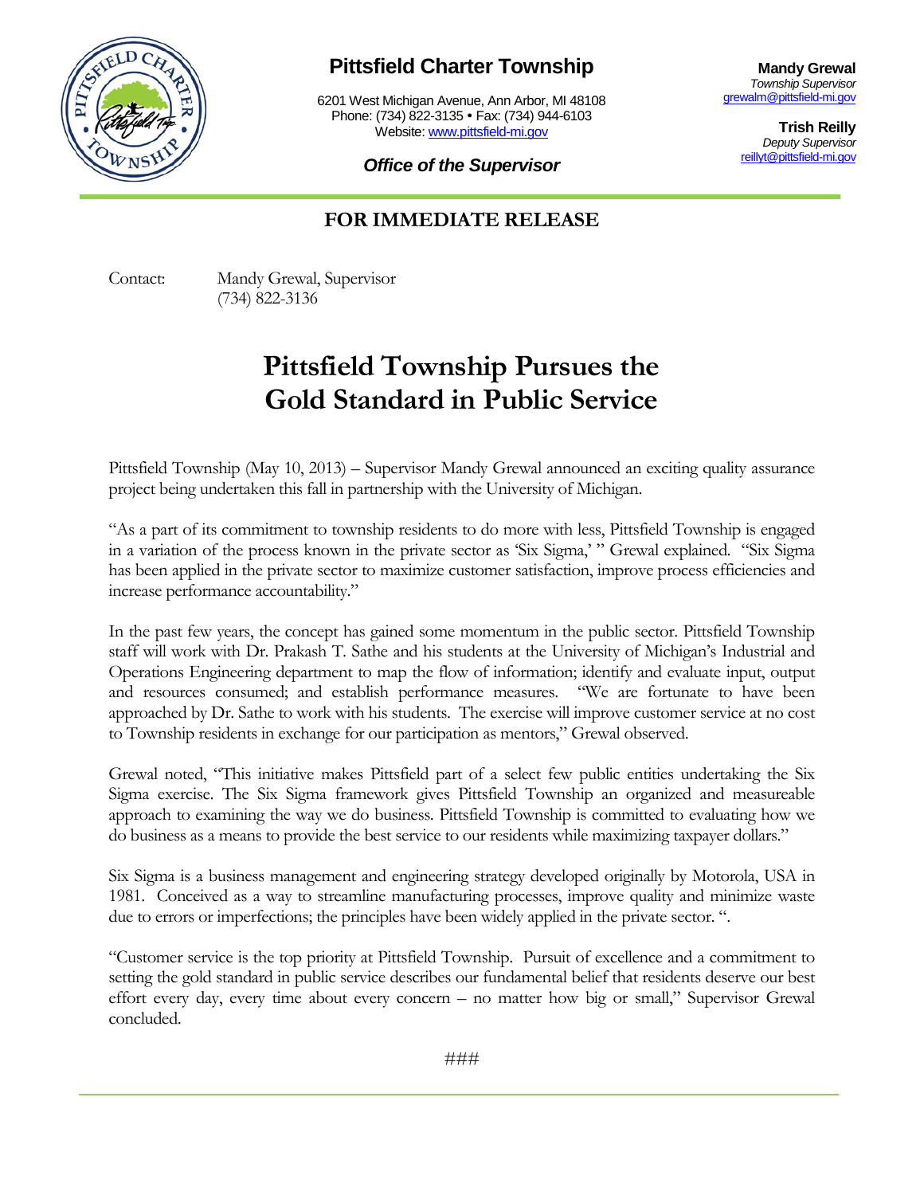**Pittsfield Charter Township**

6201 West Michigan Avenue, Ann Arbor, MI 48108
Phone: (734) 822-3135 • Fax: (734) 944-6103
Website: www.pittsfield-mi.gov

***Office of the Supervisor***

**Mandy Grewal**
*Township Supervisor*
grewalm@pittsfield-mi.gov

**Trish Reilly**
*Deputy Supervisor*
reillyt@pittsfield-mi.gov

## FOR IMMEDIATE RELEASE

Contact: Mandy Grewal, Supervisor
(734) 822-3136

# Pittsfield Township Pursues the Gold Standard in Public Service

Pittsfield Township (May 10, 2013) – Supervisor Mandy Grewal announced an exciting quality assurance project being undertaken this fall in partnership with the University of Michigan.

"As a part of its commitment to township residents to do more with less, Pittsfield Township is engaged in a variation of the process known in the private sector as 'Six Sigma,' " Grewal explained. "Six Sigma has been applied in the private sector to maximize customer satisfaction, improve process efficiencies and increase performance accountability."

In the past few years, the concept has gained some momentum in the public sector. Pittsfield Township staff will work with Dr. Prakash T. Sathe and his students at the University of Michigan's Industrial and Operations Engineering department to map the flow of information; identify and evaluate input, output and resources consumed; and establish performance measures. "We are fortunate to have been approached by Dr. Sathe to work with his students. The exercise will improve customer service at no cost to Township residents in exchange for our participation as mentors," Grewal observed.

Grewal noted, "This initiative makes Pittsfield part of a select few public entities undertaking the Six Sigma exercise. The Six Sigma framework gives Pittsfield Township an organized and measureable approach to examining the way we do business. Pittsfield Township is committed to evaluating how we do business as a means to provide the best service to our residents while maximizing taxpayer dollars."

Six Sigma is a business management and engineering strategy developed originally by Motorola, USA in 1981. Conceived as a way to streamline manufacturing processes, improve quality and minimize waste due to errors or imperfections; the principles have been widely applied in the private sector. ".

"Customer service is the top priority at Pittsfield Township. Pursuit of excellence and a commitment to setting the gold standard in public service describes our fundamental belief that residents deserve our best effort every day, every time about every concern – no matter how big or small," Supervisor Grewal concluded.

###